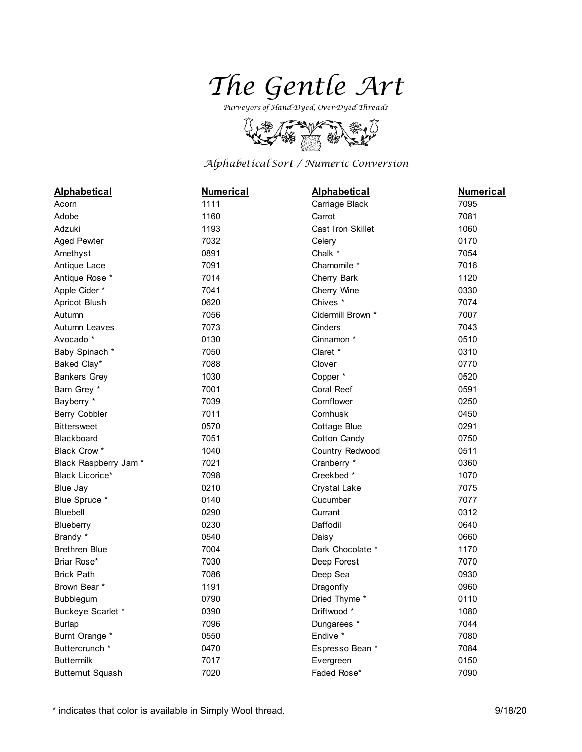# The Gentle Art

*Purveyors of Hand-Dyed, Over-Dyed Threads*

*Alphabetical Sort / Numeric Conversion*

| Alphabetical | Numerical |
|---|---|
| Acorn | 1111 |
| Adobe | 1160 |
| Adzuki | 1193 |
| Aged Pewter | 7032 |
| Amethyst | 0891 |
| Antique Lace | 7091 |
| Antique Rose * | 7014 |
| Apple Cider * | 7041 |
| Apricot Blush | 0620 |
| Autumn | 7056 |
| Autumn Leaves | 7073 |
| Avocado * | 0130 |
| Baby Spinach * | 7050 |
| Baked Clay* | 7088 |
| Bankers Grey | 1030 |
| Barn Grey * | 7001 |
| Bayberry * | 7039 |
| Berry Cobbler | 7011 |
| Bittersweet | 0570 |
| Blackboard | 7051 |
| Black Crow * | 1040 |
| Black Raspberry Jam * | 7021 |
| Black Licorice* | 7098 |
| Blue Jay | 0210 |
| Blue Spruce * | 0140 |
| Bluebell | 0290 |
| Blueberry | 0230 |
| Brandy * | 0540 |
| Brethren Blue | 7004 |
| Briar Rose* | 7030 |
| Brick Path | 7086 |
| Brown Bear * | 1191 |
| Bubblegum | 0790 |
| Buckeye Scarlet * | 0390 |
| Burlap | 7096 |
| Burnt Orange * | 0550 |
| Buttercrunch * | 0470 |
| Buttermilk | 7017 |
| Butternut Squash | 7020 |
| Carriage Black | 7095 |
| Carrot | 7081 |
| Cast Iron Skillet | 1060 |
| Celery | 0170 |
| Chalk * | 7054 |
| Chamomile * | 7016 |
| Cherry Bark | 1120 |
| Cherry Wine | 0330 |
| Chives * | 7074 |
| Cidermill Brown * | 7007 |
| Cinders | 7043 |
| Cinnamon * | 0510 |
| Claret * | 0310 |
| Clover | 0770 |
| Copper * | 0520 |
| Coral Reef | 0591 |
| Cornflower | 0250 |
| Cornhusk | 0450 |
| Cottage Blue | 0291 |
| Cotton Candy | 0750 |
| Country Redwood | 0511 |
| Cranberry * | 0360 |
| Creekbed * | 1070 |
| Crystal Lake | 7075 |
| Cucumber | 7077 |
| Currant | 0312 |
| Daffodil | 0640 |
| Daisy | 0660 |
| Dark Chocolate * | 1170 |
| Deep Forest | 7070 |
| Deep Sea | 0930 |
| Dragonfly | 0960 |
| Dried Thyme * | 0110 |
| Driftwood * | 1080 |
| Dungarees * | 7044 |
| Endive * | 7080 |
| Espresso Bean * | 7084 |
| Evergreen | 0150 |
| Faded Rose* | 7090 |

\* indicates that color is available in Simply Wool thread.

9/18/20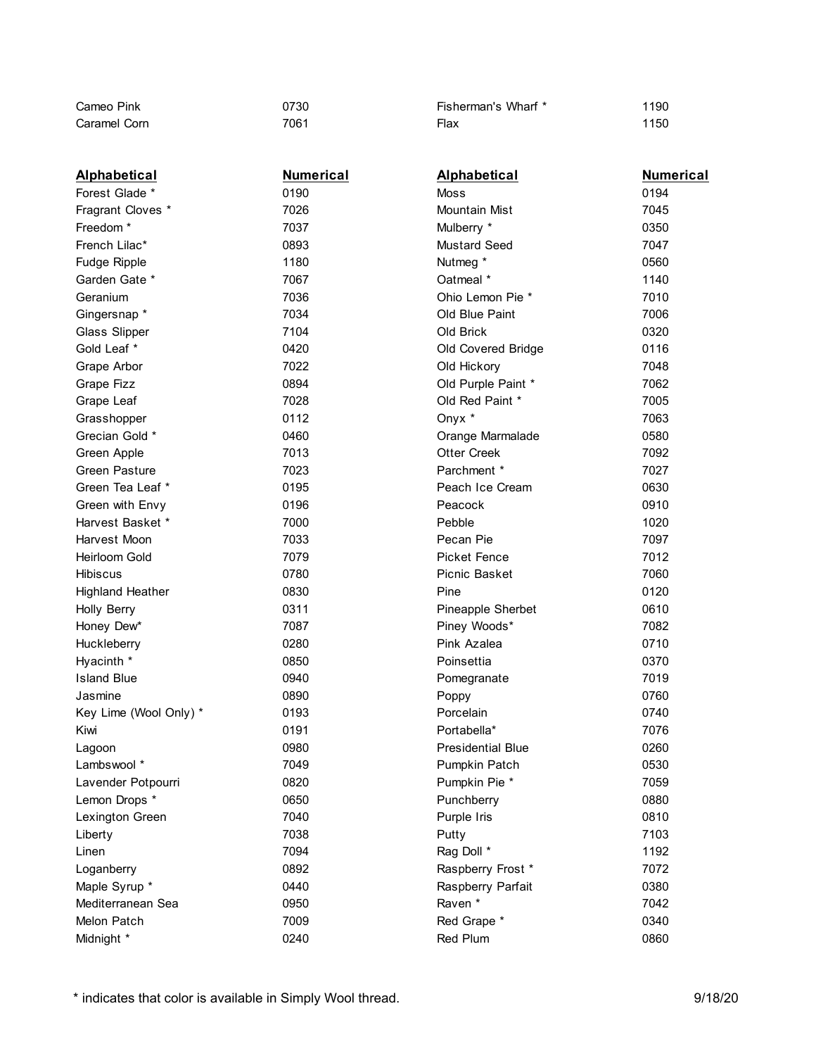| Cameo Pink | 0730 | Fisherman's Wharf * | 1190 |
|---|---|---|---|
| Caramel Corn | 7061 | Flax | 1150 |

| Alphabetical | Numerical | Alphabetical | Numerical |
|---|---|---|---|
| Forest Glade * | 0190 | Moss | 0194 |
| Fragrant Cloves * | 7026 | Mountain Mist | 7045 |
| Freedom * | 7037 | Mulberry * | 0350 |
| French Lilac* | 0893 | Mustard Seed | 7047 |
| Fudge Ripple | 1180 | Nutmeg * | 0560 |
| Garden Gate * | 7067 | Oatmeal * | 1140 |
| Geranium | 7036 | Ohio Lemon Pie * | 7010 |
| Gingersnap * | 7034 | Old Blue Paint | 7006 |
| Glass Slipper | 7104 | Old Brick | 0320 |
| Gold Leaf * | 0420 | Old Covered Bridge | 0116 |
| Grape Arbor | 7022 | Old Hickory | 7048 |
| Grape Fizz | 0894 | Old Purple Paint * | 7062 |
| Grape Leaf | 7028 | Old Red Paint * | 7005 |
| Grasshopper | 0112 | Onyx * | 7063 |
| Grecian Gold * | 0460 | Orange Marmalade | 0580 |
| Green Apple | 7013 | Otter Creek | 7092 |
| Green Pasture | 7023 | Parchment * | 7027 |
| Green Tea Leaf * | 0195 | Peach Ice Cream | 0630 |
| Green with Envy | 0196 | Peacock | 0910 |
| Harvest Basket * | 7000 | Pebble | 1020 |
| Harvest Moon | 7033 | Pecan Pie | 7097 |
| Heirloom Gold | 7079 | Picket Fence | 7012 |
| Hibiscus | 0780 | Picnic Basket | 7060 |
| Highland Heather | 0830 | Pine | 0120 |
| Holly Berry | 0311 | Pineapple Sherbet | 0610 |
| Honey Dew* | 7087 | Piney Woods* | 7082 |
| Huckleberry | 0280 | Pink Azalea | 0710 |
| Hyacinth * | 0850 | Poinsettia | 0370 |
| Island Blue | 0940 | Pomegranate | 7019 |
| Jasmine | 0890 | Poppy | 0760 |
| Key Lime (Wool Only) * | 0193 | Porcelain | 0740 |
| Kiwi | 0191 | Portabella* | 7076 |
| Lagoon | 0980 | Presidential Blue | 0260 |
| Lambswool * | 7049 | Pumpkin Patch | 0530 |
| Lavender Potpourri | 0820 | Pumpkin Pie * | 7059 |
| Lemon Drops * | 0650 | Punchberry | 0880 |
| Lexington Green | 7040 | Purple Iris | 0810 |
| Liberty | 7038 | Putty | 7103 |
| Linen | 7094 | Rag Doll * | 1192 |
| Loganberry | 0892 | Raspberry Frost * | 7072 |
| Maple Syrup * | 0440 | Raspberry Parfait | 0380 |
| Mediterranean Sea | 0950 | Raven * | 7042 |
| Melon Patch | 7009 | Red Grape * | 0340 |
| Midnight * | 0240 | Red Plum | 0860 |

* indicates that color is available in Simply Wool thread. 9/18/20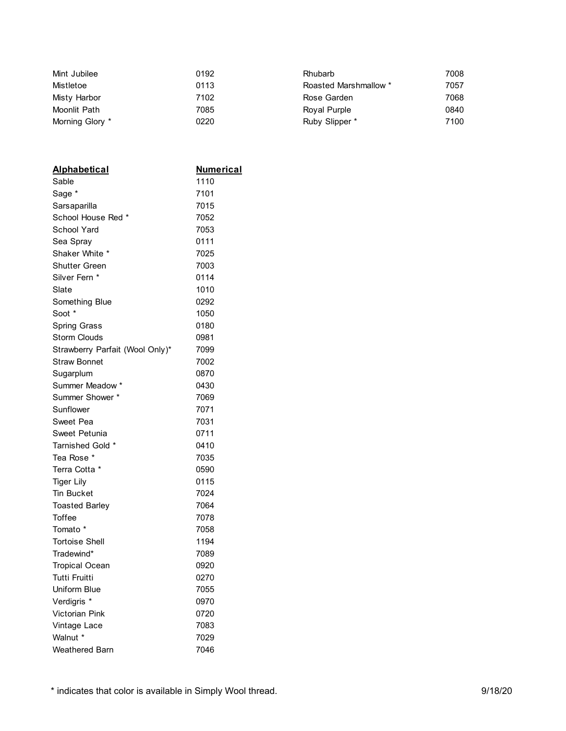| | | | |
|---|---|---|---|
| Mint Jubilee | 0192 | Rhubarb | 7008 |
| Mistletoe | 0113 | Roasted Marshmallow * | 7057 |
| Misty Harbor | 7102 | Rose Garden | 7068 |
| Moonlit Path | 7085 | Royal Purple | 0840 |
| Morning Glory * | 0220 | Ruby Slipper * | 7100 |

| **Alphabetical** | **Numerical** |
|---|---|
| Sable | 1110 |
| Sage * | 7101 |
| Sarsaparilla | 7015 |
| School House Red * | 7052 |
| School Yard | 7053 |
| Sea Spray | 0111 |
| Shaker White * | 7025 |
| Shutter Green | 7003 |
| Silver Fern * | 0114 |
| Slate | 1010 |
| Something Blue | 0292 |
| Soot * | 1050 |
| Spring Grass | 0180 |
| Storm Clouds | 0981 |
| Strawberry Parfait (Wool Only)* | 7099 |
| Straw Bonnet | 7002 |
| Sugarplum | 0870 |
| Summer Meadow * | 0430 |
| Summer Shower * | 7069 |
| Sunflower | 7071 |
| Sweet Pea | 7031 |
| Sweet Petunia | 0711 |
| Tarnished Gold * | 0410 |
| Tea Rose * | 7035 |
| Terra Cotta * | 0590 |
| Tiger Lily | 0115 |
| Tin Bucket | 7024 |
| Toasted Barley | 7064 |
| Toffee | 7078 |
| Tomato * | 7058 |
| Tortoise Shell | 1194 |
| Tradewind* | 7089 |
| Tropical Ocean | 0920 |
| Tutti Fruitti | 0270 |
| Uniform Blue | 7055 |
| Verdigris * | 0970 |
| Victorian Pink | 0720 |
| Vintage Lace | 7083 |
| Walnut * | 7029 |
| Weathered Barn | 7046 |

* indicates that color is available in Simply Wool thread.

9/18/20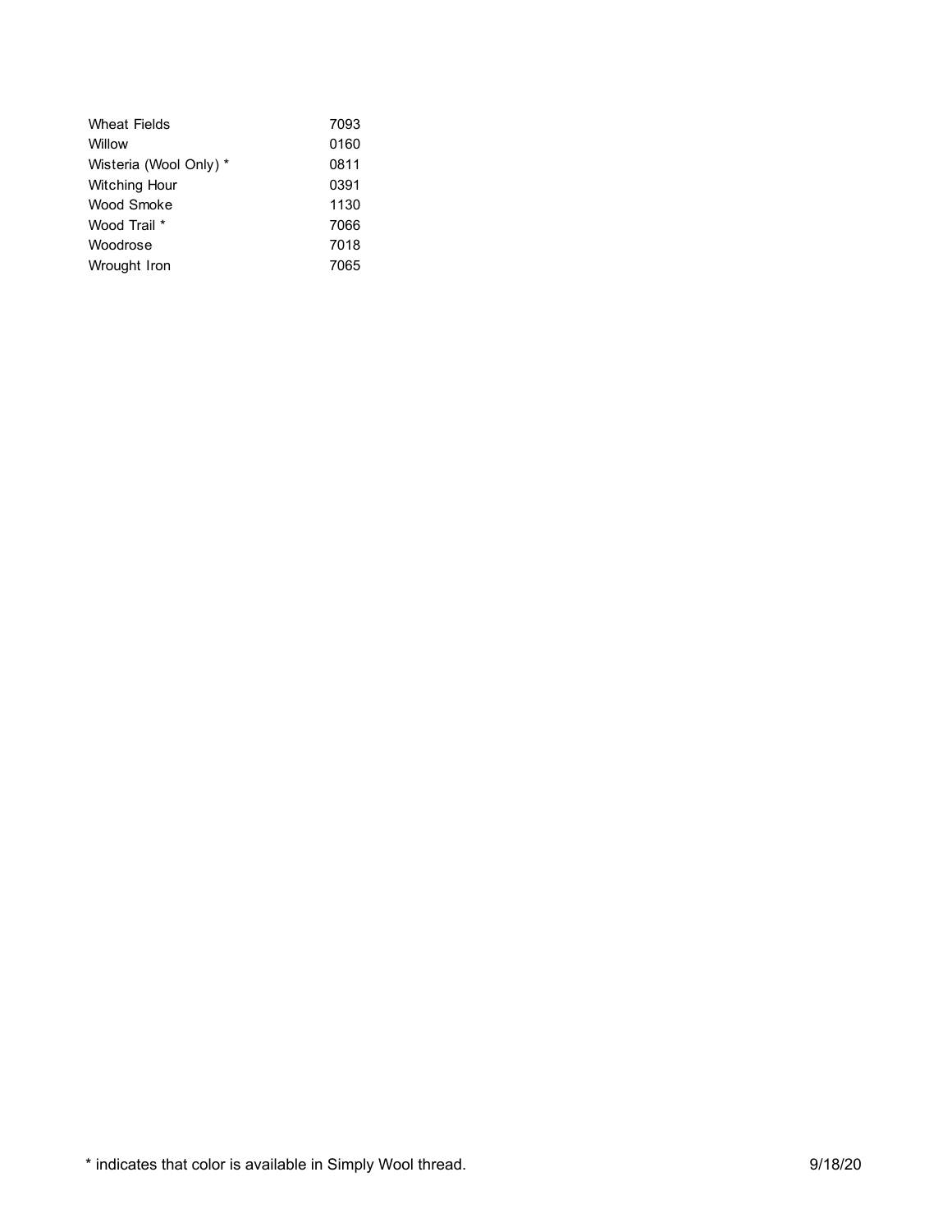| | |
|---|---|
| Wheat Fields | 7093 |
| Willow | 0160 |
| Wisteria (Wool Only) * | 0811 |
| Witching Hour | 0391 |
| Wood Smoke | 1130 |
| Wood Trail * | 7066 |
| Woodrose | 7018 |
| Wrought Iron | 7065 |

* indicates that color is available in Simply Wool thread.

9/18/20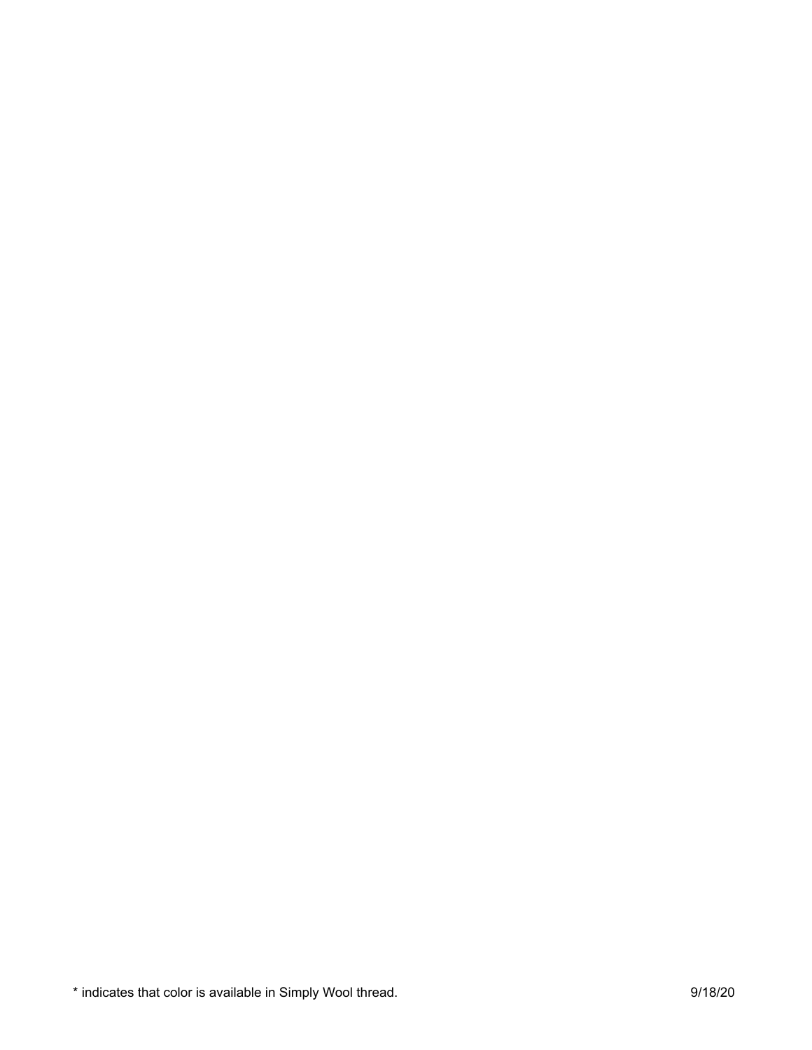* indicates that color is available in Simply Wool thread.